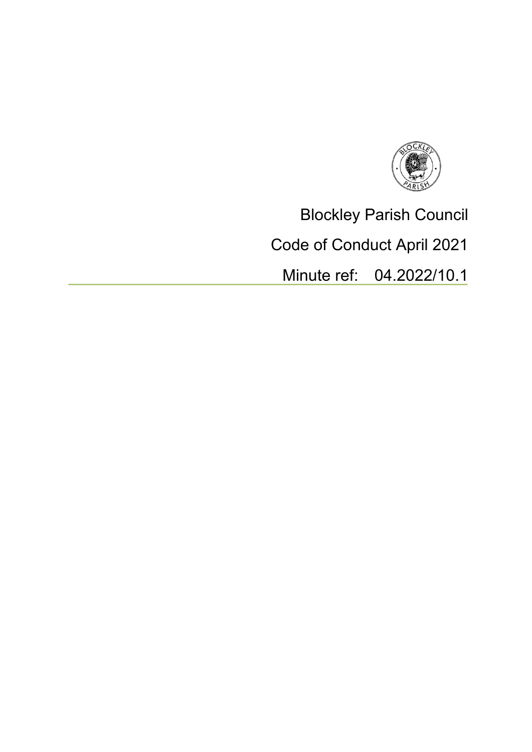Blockley Parish Council

Code of Conduct April 2021

Minute ref: 04.2022/10.1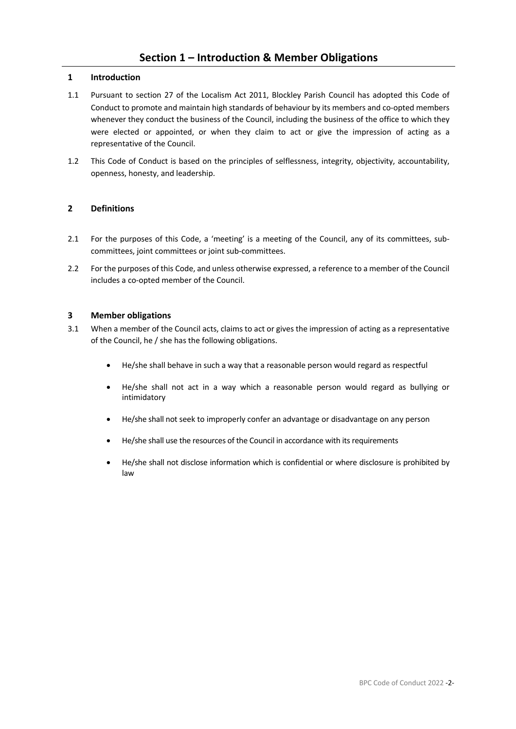# Section 1 – Introduction & Member Obligations

## 1 Introduction

1.1 Pursuant to section 27 of the Localism Act 2011, Blockley Parish Council has adopted this Code of Conduct to promote and maintain high standards of behaviour by its members and co-opted members whenever they conduct the business of the Council, including the business of the office to which they were elected or appointed, or when they claim to act or give the impression of acting as a representative of the Council.

1.2 This Code of Conduct is based on the principles of selflessness, integrity, objectivity, accountability, openness, honesty, and leadership.

## 2 Definitions

2.1 For the purposes of this Code, a 'meeting' is a meeting of the Council, any of its committees, sub-committees, joint committees or joint sub-committees.

2.2 For the purposes of this Code, and unless otherwise expressed, a reference to a member of the Council includes a co-opted member of the Council.

## 3 Member obligations

3.1 When a member of the Council acts, claims to act or gives the impression of acting as a representative of the Council, he / she has the following obligations.

- He/she shall behave in such a way that a reasonable person would regard as respectful
- He/she shall not act in a way which a reasonable person would regard as bullying or intimidatory
- He/she shall not seek to improperly confer an advantage or disadvantage on any person
- He/she shall use the resources of the Council in accordance with its requirements
- He/she shall not disclose information which is confidential or where disclosure is prohibited by law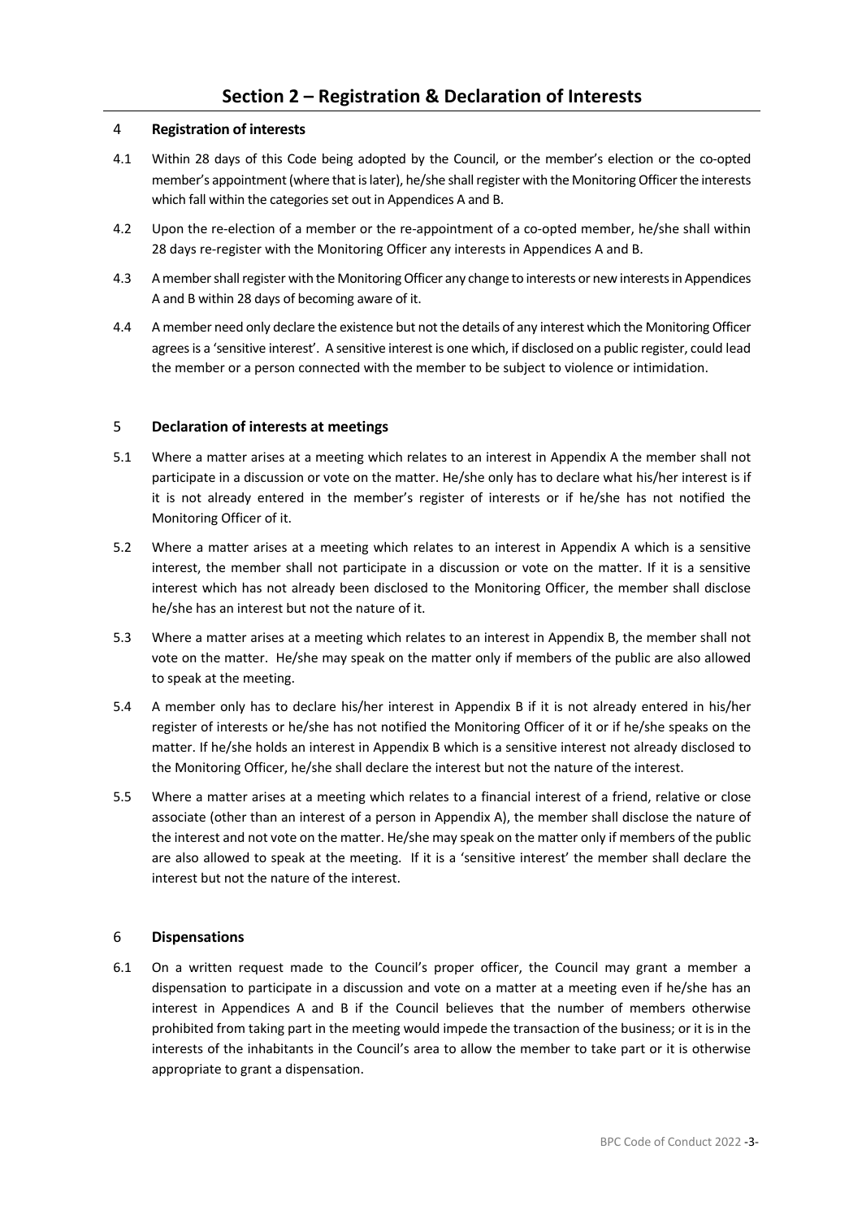# Section 2 – Registration & Declaration of Interests

## 4 Registration of interests

4.1 Within 28 days of this Code being adopted by the Council, or the member's election or the co-opted member's appointment (where that is later), he/she shall register with the Monitoring Officer the interests which fall within the categories set out in Appendices A and B.

4.2 Upon the re-election of a member or the re-appointment of a co-opted member, he/she shall within 28 days re-register with the Monitoring Officer any interests in Appendices A and B.

4.3 A member shall register with the Monitoring Officer any change to interests or new interests in Appendices A and B within 28 days of becoming aware of it.

4.4 A member need only declare the existence but not the details of any interest which the Monitoring Officer agrees is a 'sensitive interest'. A sensitive interest is one which, if disclosed on a public register, could lead the member or a person connected with the member to be subject to violence or intimidation.

## 5 Declaration of interests at meetings

5.1 Where a matter arises at a meeting which relates to an interest in Appendix A the member shall not participate in a discussion or vote on the matter. He/she only has to declare what his/her interest is if it is not already entered in the member's register of interests or if he/she has not notified the Monitoring Officer of it.

5.2 Where a matter arises at a meeting which relates to an interest in Appendix A which is a sensitive interest, the member shall not participate in a discussion or vote on the matter. If it is a sensitive interest which has not already been disclosed to the Monitoring Officer, the member shall disclose he/she has an interest but not the nature of it.

5.3 Where a matter arises at a meeting which relates to an interest in Appendix B, the member shall not vote on the matter. He/she may speak on the matter only if members of the public are also allowed to speak at the meeting.

5.4 A member only has to declare his/her interest in Appendix B if it is not already entered in his/her register of interests or he/she has not notified the Monitoring Officer of it or if he/she speaks on the matter. If he/she holds an interest in Appendix B which is a sensitive interest not already disclosed to the Monitoring Officer, he/she shall declare the interest but not the nature of the interest.

5.5 Where a matter arises at a meeting which relates to a financial interest of a friend, relative or close associate (other than an interest of a person in Appendix A), the member shall disclose the nature of the interest and not vote on the matter. He/she may speak on the matter only if members of the public are also allowed to speak at the meeting. If it is a 'sensitive interest' the member shall declare the interest but not the nature of the interest.

## 6 Dispensations

6.1 On a written request made to the Council's proper officer, the Council may grant a member a dispensation to participate in a discussion and vote on a matter at a meeting even if he/she has an interest in Appendices A and B if the Council believes that the number of members otherwise prohibited from taking part in the meeting would impede the transaction of the business; or it is in the interests of the inhabitants in the Council's area to allow the member to take part or it is otherwise appropriate to grant a dispensation.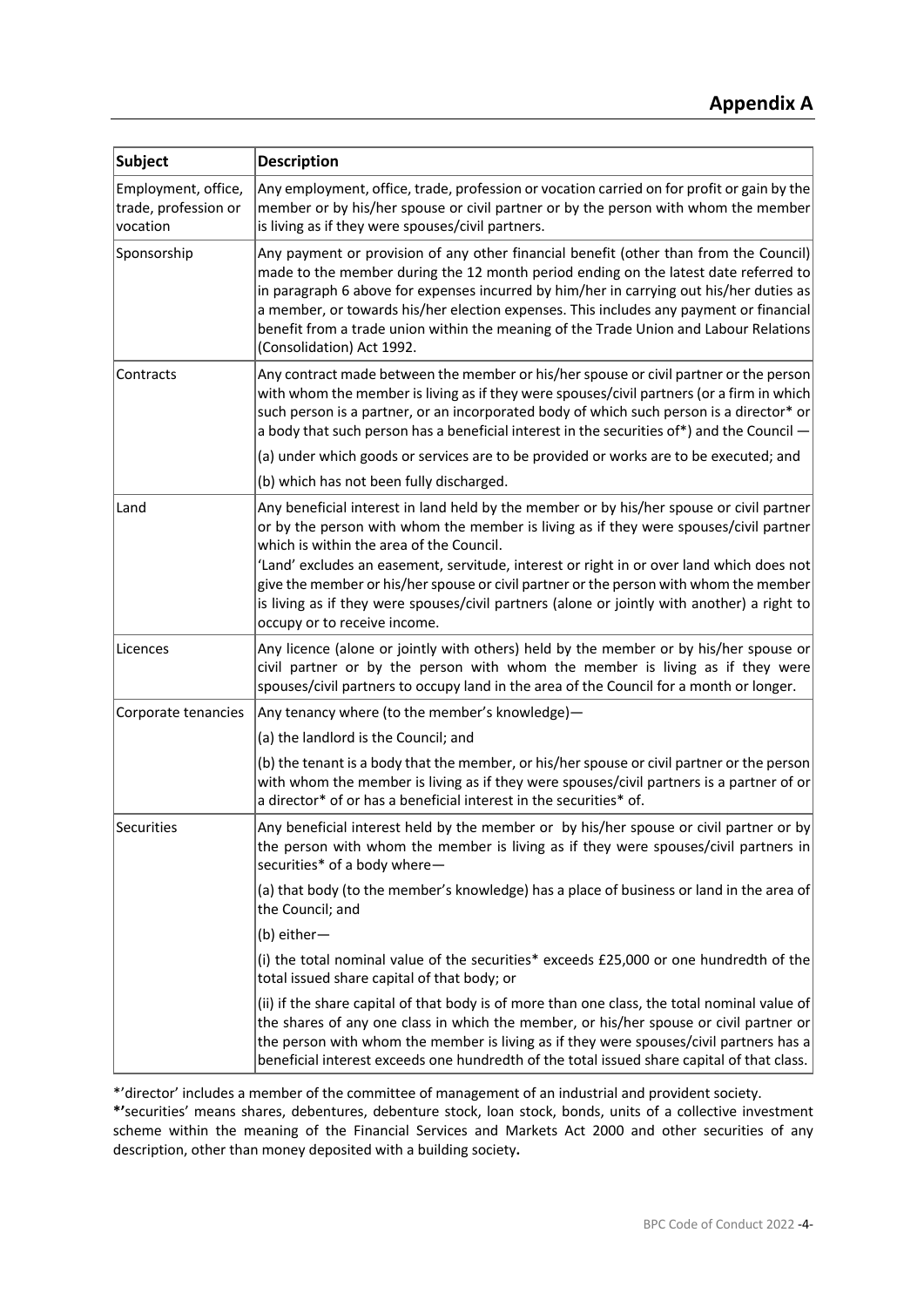## Appendix A

| Subject | Description |
|---|---|
| Employment, office, trade, profession or vocation | Any employment, office, trade, profession or vocation carried on for profit or gain by the member or by his/her spouse or civil partner or by the person with whom the member is living as if they were spouses/civil partners. |
| Sponsorship | Any payment or provision of any other financial benefit (other than from the Council) made to the member during the 12 month period ending on the latest date referred to in paragraph 6 above for expenses incurred by him/her in carrying out his/her duties as a member, or towards his/her election expenses. This includes any payment or financial benefit from a trade union within the meaning of the Trade Union and Labour Relations (Consolidation) Act 1992. |
| Contracts | Any contract made between the member or his/her spouse or civil partner or the person with whom the member is living as if they were spouses/civil partners (or a firm in which such person is a partner, or an incorporated body of which such person is a director* or a body that such person has a beneficial interest in the securities of*) and the Council — |
| | (a) under which goods or services are to be provided or works are to be executed; and |
| | (b) which has not been fully discharged. |
| Land | Any beneficial interest in land held by the member or by his/her spouse or civil partner or by the person with whom the member is living as if they were spouses/civil partner which is within the area of the Council. 'Land' excludes an easement, servitude, interest or right in or over land which does not give the member or his/her spouse or civil partner or the person with whom the member is living as if they were spouses/civil partners (alone or jointly with another) a right to occupy or to receive income. |
| Licences | Any licence (alone or jointly with others) held by the member or by his/her spouse or civil partner or by the person with whom the member is living as if they were spouses/civil partners to occupy land in the area of the Council for a month or longer. |
| Corporate tenancies | Any tenancy where (to the member's knowledge)— |
| | (a) the landlord is the Council; and |
| | (b) the tenant is a body that the member, or his/her spouse or civil partner or the person with whom the member is living as if they were spouses/civil partners is a partner of or a director* of or has a beneficial interest in the securities* of. |
| Securities | Any beneficial interest held by the member or by his/her spouse or civil partner or by the person with whom the member is living as if they were spouses/civil partners in securities* of a body where— |
| | (a) that body (to the member's knowledge) has a place of business or land in the area of the Council; and |
| | (b) either— |
| | (i) the total nominal value of the securities* exceeds £25,000 or one hundredth of the total issued share capital of that body; or |
| | (ii) if the share capital of that body is of more than one class, the total nominal value of the shares of any one class in which the member, or his/her spouse or civil partner or the person with whom the member is living as if they were spouses/civil partners has a beneficial interest exceeds one hundredth of the total issued share capital of that class. |

*'director' includes a member of the committee of management of an industrial and provident society.

**\*'**securities' means shares, debentures, debenture stock, loan stock, bonds, units of a collective investment scheme within the meaning of the Financial Services and Markets Act 2000 and other securities of any description, other than money deposited with a building society**.**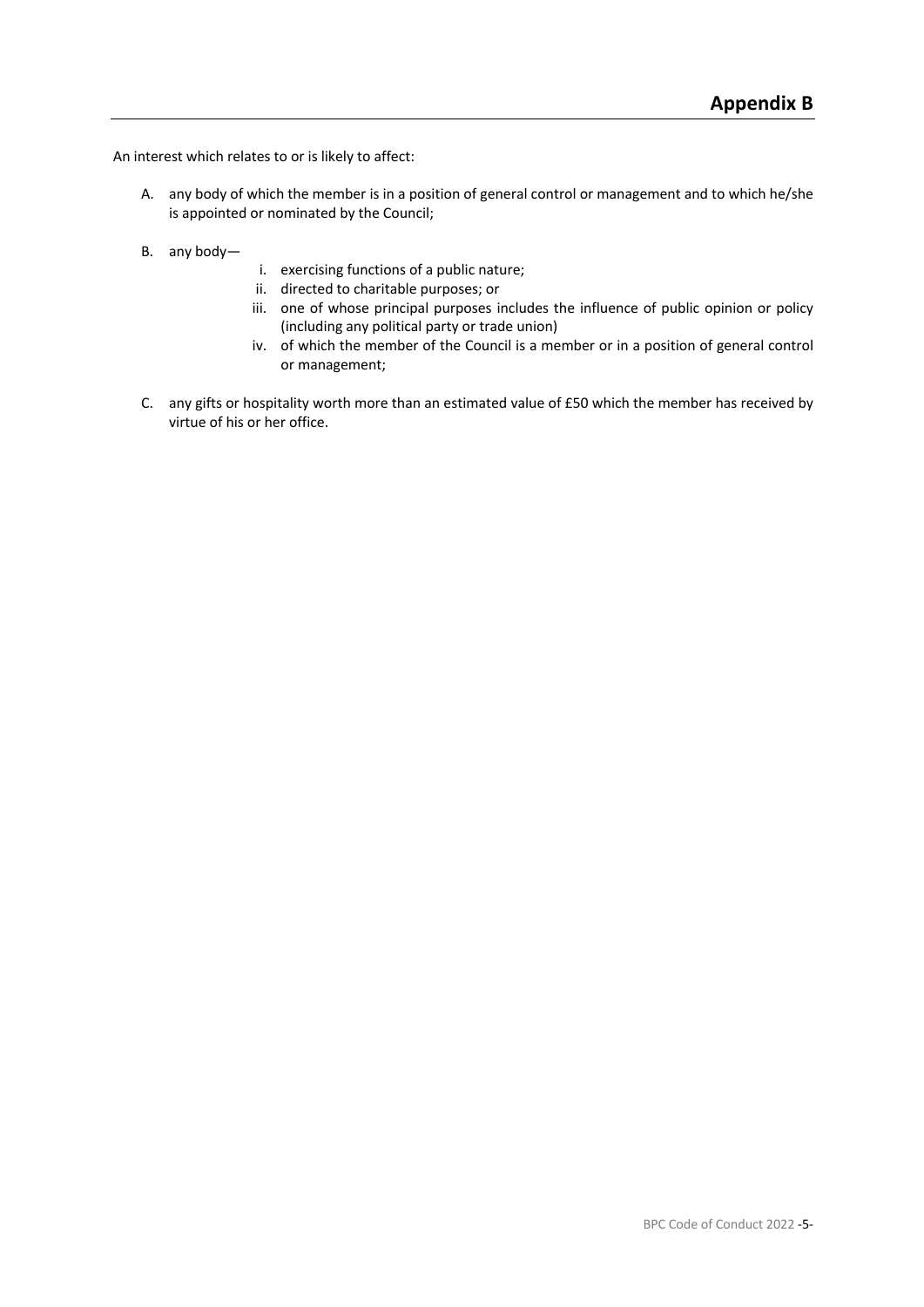# Appendix B

An interest which relates to or is likely to affect:

A. any body of which the member is in a position of general control or management and to which he/she is appointed or nominated by the Council;

B. any body—
   i. exercising functions of a public nature;
   ii. directed to charitable purposes; or
   iii. one of whose principal purposes includes the influence of public opinion or policy (including any political party or trade union)
   iv. of which the member of the Council is a member or in a position of general control or management;

C. any gifts or hospitality worth more than an estimated value of £50 which the member has received by virtue of his or her office.